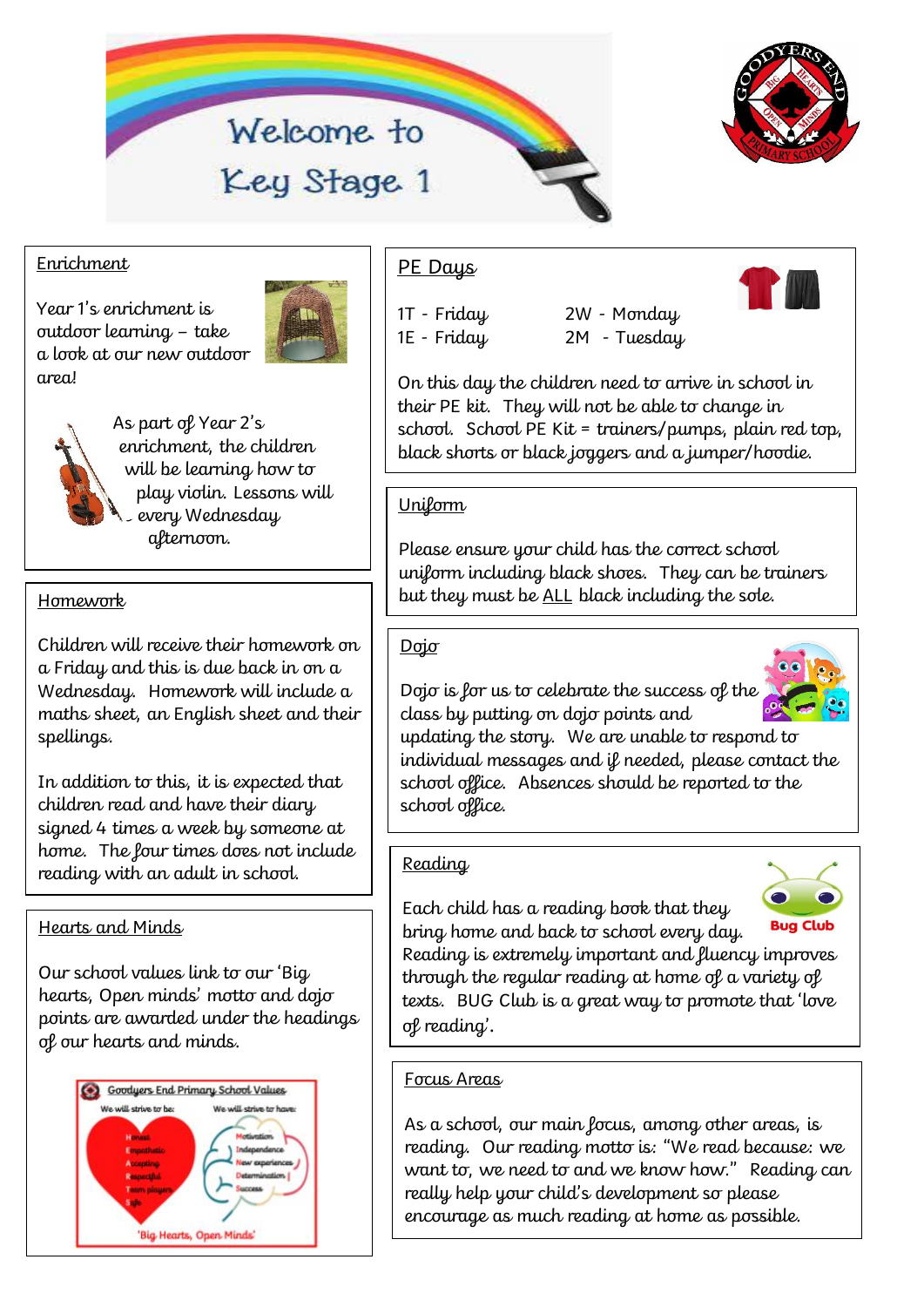# Welcome to Key Stage 1

## Enrichment

Year 1's enrichment is outdoor learning – take a look at our new outdoor area!

As part of Year 2's enrichment, the children will be learning how to play violin. Lessons will every Wednesday afternoon.

## Homework

Children will receive their homework on a Friday and this is due back in on a Wednesday. Homework will include a maths sheet, an English sheet and their spellings.

In addition to this, it is expected that children read and have their diary signed 4 times a week by someone at home. The four times does not include reading with an adult in school.

## Hearts and Minds

Our school values link to our 'Big hearts, Open minds' motto and dojo points are awarded under the headings of our hearts and minds.

**Goodyers End Primary School Values**

We will strive to be:
- Honest
- Empathetic
- Accepting
- Respectful
- Team players
- Safe

We will strive to have:
- Motivation
- Independence
- New experiences
- Determination
- Success

'Big Hearts, Open Minds'

## PE Days

| | |
|---|---|
| 1T - Friday | 2W - Monday |
| 1E - Friday | 2M - Tuesday |

On this day the children need to arrive in school in their PE kit. They will not be able to change in school. School PE Kit = trainers/pumps, plain red top, black shorts or black joggers and a jumper/hoodie.

## Uniform

Please ensure your child has the correct school uniform including black shoes. They can be trainers but they must be ALL black including the sole.

## Dojo

Dojo is for us to celebrate the success of the class by putting on dojo points and updating the story. We are unable to respond to individual messages and if needed, please contact the school office. Absences should be reported to the school office.

## Reading

Each child has a reading book that they bring home and back to school every day. Reading is extremely important and fluency improves through the regular reading at home of a variety of texts. BUG Club is a great way to promote that 'love of reading'.

## Focus Areas

As a school, our main focus, among other areas, is reading. Our reading motto is: "We read because: we want to, we need to and we know how." Reading can really help your child's development so please encourage as much reading at home as possible.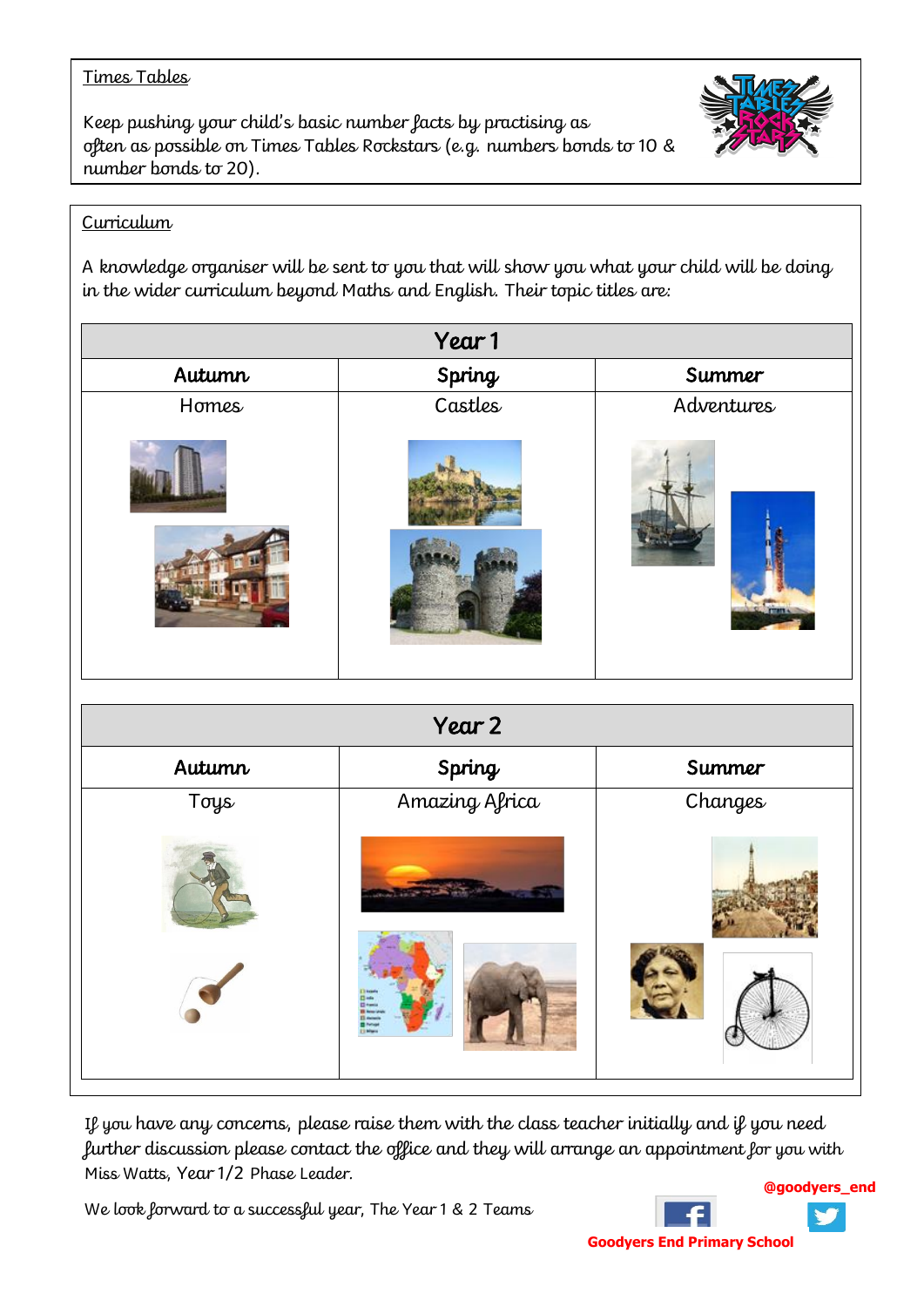Times Tables

Keep pushing your child's basic number facts by practising as often as possible on Times Tables Rockstars (e.g. numbers bonds to 10 & number bonds to 20).

Curriculum

A knowledge organiser will be sent to you that will show you what your child will be doing in the wider curriculum beyond Maths and English. Their topic titles are:

| Year 1 | | |
|---|---|---|
| **Autumn** | **Spring** | **Summer** |
| Homes | Castles | Adventures |

| Year 2 | | |
|---|---|---|
| **Autumn** | **Spring** | **Summer** |
| Toys | Amazing Africa | Changes |

If you have any concerns, please raise them with the class teacher initially and if you need further discussion please contact the office and they will arrange an appointment for you with Miss Watts, Year 1/2 Phase Leader.

We look forward to a successful year, The Year 1 & 2 Teams

@goodyers_end

Goodyers End Primary School